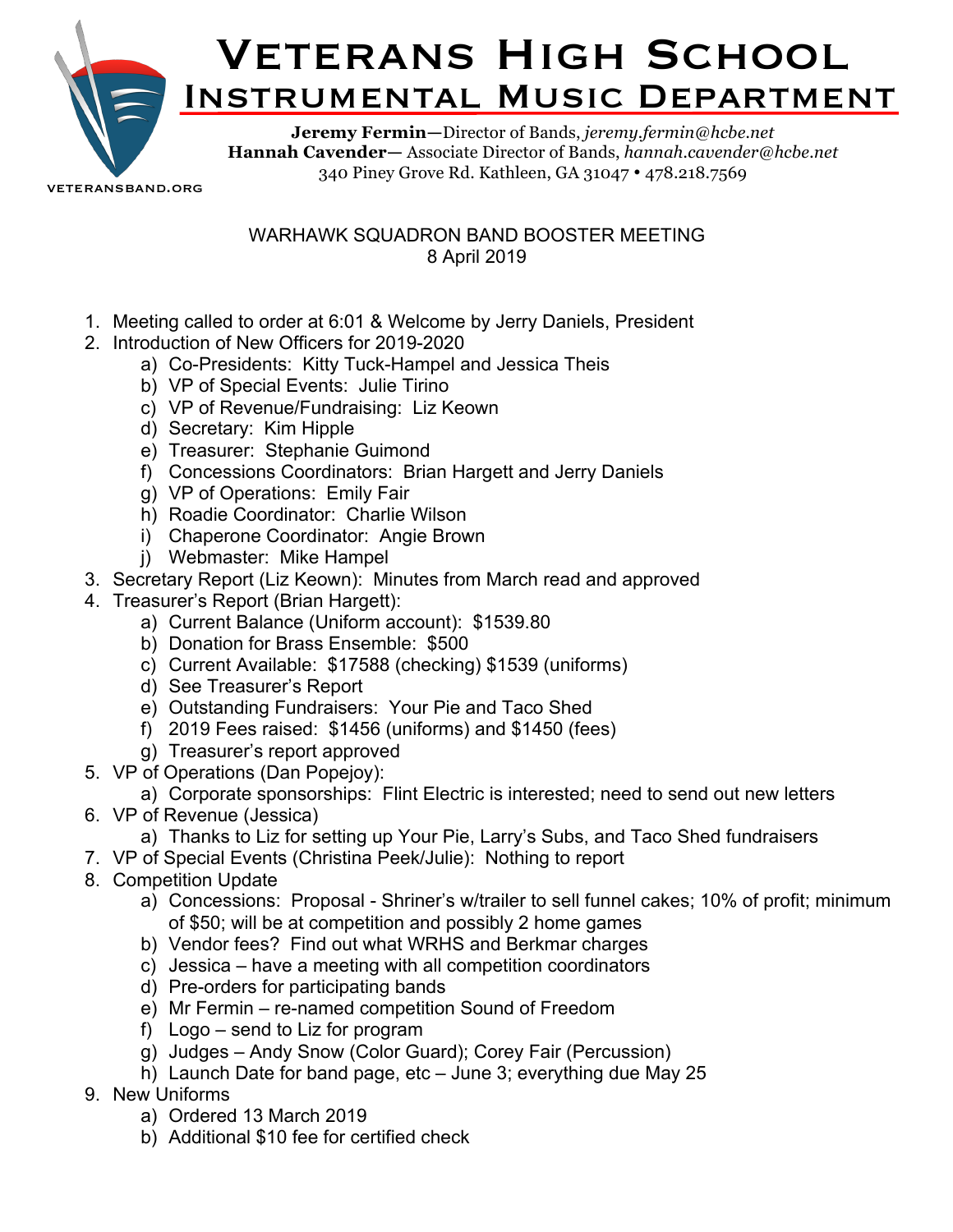# Veterans High School

## Instrumental Music Department

**Jeremy Fermin**—Director of Bands, *jeremy.fermin@hcbe.net*
**Hannah Cavender**— Associate Director of Bands, *hannah.cavender@hcbe.net*
340 Piney Grove Rd. Kathleen, GA 31047 • 478.218.7569

VETERANSBAND.ORG

WARHAWK SQUADRON BAND BOOSTER MEETING
8 April 2019

1. Meeting called to order at 6:01 & Welcome by Jerry Daniels, President
2. Introduction of New Officers for 2019-2020
   a) Co-Presidents: Kitty Tuck-Hampel and Jessica Theis
   b) VP of Special Events: Julie Tirino
   c) VP of Revenue/Fundraising: Liz Keown
   d) Secretary: Kim Hipple
   e) Treasurer: Stephanie Guimond
   f) Concessions Coordinators: Brian Hargett and Jerry Daniels
   g) VP of Operations: Emily Fair
   h) Roadie Coordinator: Charlie Wilson
   i) Chaperone Coordinator: Angie Brown
   j) Webmaster: Mike Hampel
3. Secretary Report (Liz Keown): Minutes from March read and approved
4. Treasurer's Report (Brian Hargett):
   a) Current Balance (Uniform account): $1539.80
   b) Donation for Brass Ensemble: $500
   c) Current Available: $17588 (checking) $1539 (uniforms)
   d) See Treasurer's Report
   e) Outstanding Fundraisers: Your Pie and Taco Shed
   f) 2019 Fees raised: $1456 (uniforms) and $1450 (fees)
   g) Treasurer's report approved
5. VP of Operations (Dan Popejoy):
   a) Corporate sponsorships: Flint Electric is interested; need to send out new letters
6. VP of Revenue (Jessica)
   a) Thanks to Liz for setting up Your Pie, Larry's Subs, and Taco Shed fundraisers
7. VP of Special Events (Christina Peek/Julie): Nothing to report
8. Competition Update
   a) Concessions: Proposal - Shriner's w/trailer to sell funnel cakes; 10% of profit; minimum of $50; will be at competition and possibly 2 home games
   b) Vendor fees? Find out what WRHS and Berkmar charges
   c) Jessica – have a meeting with all competition coordinators
   d) Pre-orders for participating bands
   e) Mr Fermin – re-named competition Sound of Freedom
   f) Logo – send to Liz for program
   g) Judges – Andy Snow (Color Guard); Corey Fair (Percussion)
   h) Launch Date for band page, etc – June 3; everything due May 25
9. New Uniforms
   a) Ordered 13 March 2019
   b) Additional $10 fee for certified check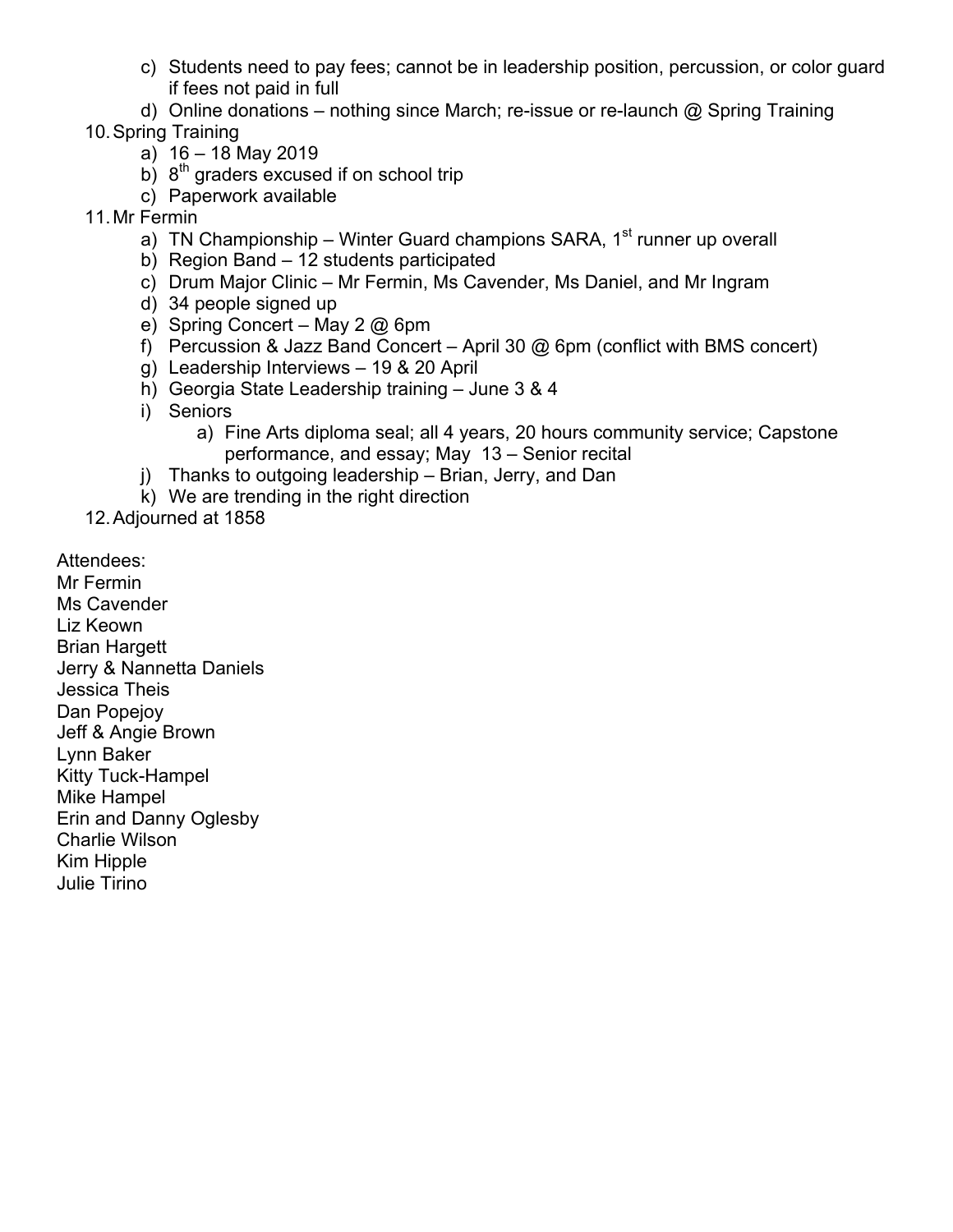c) Students need to pay fees; cannot be in leadership position, percussion, or color guard if fees not paid in full
   d) Online donations – nothing since March; re-issue or re-launch @ Spring Training

10. Spring Training
    a) 16 – 18 May 2019
    b) 8th graders excused if on school trip
    c) Paperwork available
11. Mr Fermin
    a) TN Championship – Winter Guard champions SARA, 1st runner up overall
    b) Region Band – 12 students participated
    c) Drum Major Clinic – Mr Fermin, Ms Cavender, Ms Daniel, and Mr Ingram
    d) 34 people signed up
    e) Spring Concert – May 2 @ 6pm
    f) Percussion & Jazz Band Concert – April 30 @ 6pm (conflict with BMS concert)
    g) Leadership Interviews – 19 & 20 April
    h) Georgia State Leadership training – June 3 & 4
    i) Seniors
       a) Fine Arts diploma seal; all 4 years, 20 hours community service; Capstone performance, and essay; May 13 – Senior recital
    j) Thanks to outgoing leadership – Brian, Jerry, and Dan
    k) We are trending in the right direction
12. Adjourned at 1858

Attendees:
Mr Fermin
Ms Cavender
Liz Keown
Brian Hargett
Jerry & Nannetta Daniels
Jessica Theis
Dan Popejoy
Jeff & Angie Brown
Lynn Baker
Kitty Tuck-Hampel
Mike Hampel
Erin and Danny Oglesby
Charlie Wilson
Kim Hipple
Julie Tirino